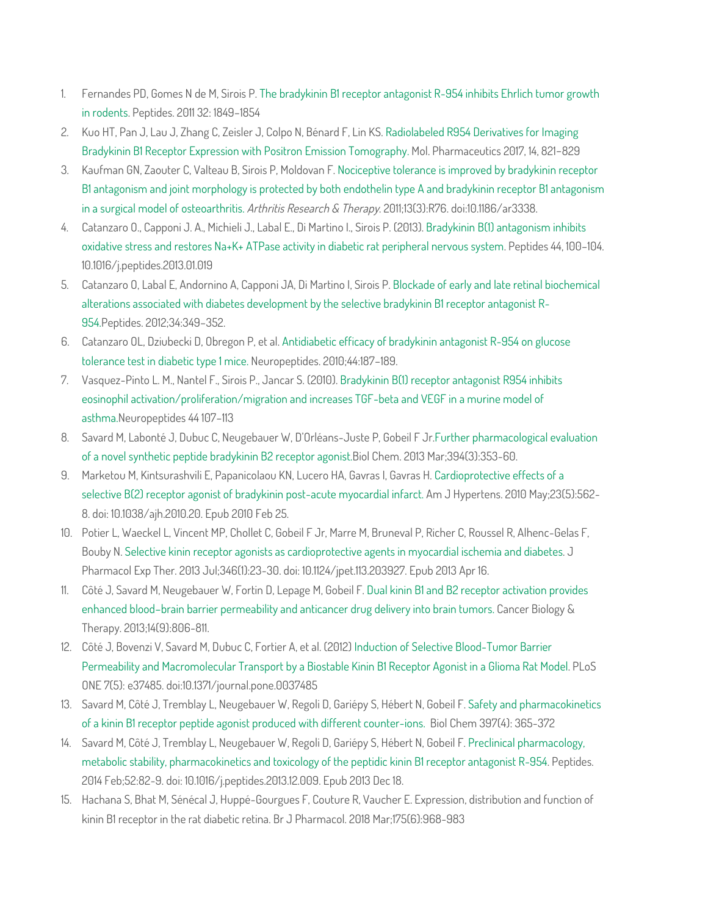1. Fernandes PD, Gomes N de M, Sirois P. The bradykinin B1 receptor antagonist R-954 inhibits Ehrlich tumor growth in rodents. Peptides. 2011 32: 1849–1854
2. Kuo HT, Pan J, Lau J, Zhang C, Zeisler J, Colpo N, Bénard F, Lin KS. Radiolabeled R954 Derivatives for Imaging Bradykinin B1 Receptor Expression with Positron Emission Tomography. Mol. Pharmaceutics 2017, 14, 821−829
3. Kaufman GN, Zaouter C, Valteau B, Sirois P, Moldovan F. Nociceptive tolerance is improved by bradykinin receptor B1 antagonism and joint morphology is protected by both endothelin type A and bradykinin receptor B1 antagonism in a surgical model of osteoarthritis. *Arthritis Research & Therapy*. 2011;13(3):R76. doi:10.1186/ar3338.
4. Catanzaro O., Capponi J. A., Michieli J., Labal E., Di Martino I., Sirois P. (2013). Bradykinin B(1) antagonism inhibits oxidative stress and restores Na+K+ ATPase activity in diabetic rat peripheral nervous system. Peptides 44, 100–104. 10.1016/j.peptides.2013.01.019
5. Catanzaro O, Labal E, Andornino A, Capponi JA, Di Martino I, Sirois P. Blockade of early and late retinal biochemical alterations associated with diabetes development by the selective bradykinin B1 receptor antagonist R-954.Peptides. 2012;34:349–352.
6. Catanzaro OL, Dziubecki D, Obregon P, et al. Antidiabetic efficacy of bradykinin antagonist R-954 on glucose tolerance test in diabetic type 1 mice. Neuropeptides. 2010;44:187–189.
7. Vasquez-Pinto L. M., Nantel F., Sirois P., Jancar S. (2010). Bradykinin B(1) receptor antagonist R954 inhibits eosinophil activation/proliferation/migration and increases TGF-beta and VEGF in a murine model of asthma.Neuropeptides 44 107–113
8. Savard M, Labonté J, Dubuc C, Neugebauer W, D'Orléans-Juste P, Gobeil F Jr.Further pharmacological evaluation of a novel synthetic peptide bradykinin B2 receptor agonist.Biol Chem. 2013 Mar;394(3):353-60.
9. Marketou M, Kintsurashvili E, Papanicolaou KN, Lucero HA, Gavras I, Gavras H. Cardioprotective effects of a selective B(2) receptor agonist of bradykinin post-acute myocardial infarct. Am J Hypertens. 2010 May;23(5):562-8. doi: 10.1038/ajh.2010.20. Epub 2010 Feb 25.
10. Potier L, Waeckel L, Vincent MP, Chollet C, Gobeil F Jr, Marre M, Bruneval P, Richer C, Roussel R, Alhenc-Gelas F, Bouby N. Selective kinin receptor agonists as cardioprotective agents in myocardial ischemia and diabetes. J Pharmacol Exp Ther. 2013 Jul;346(1):23-30. doi: 10.1124/jpet.113.203927. Epub 2013 Apr 16.
11. Côté J, Savard M, Neugebauer W, Fortin D, Lepage M, Gobeil F. Dual kinin B1 and B2 receptor activation provides enhanced blood–brain barrier permeability and anticancer drug delivery into brain tumors. Cancer Biology & Therapy. 2013;14(9):806-811.
12. Côté J, Bovenzi V, Savard M, Dubuc C, Fortier A, et al. (2012) Induction of Selective Blood-Tumor Barrier Permeability and Macromolecular Transport by a Biostable Kinin B1 Receptor Agonist in a Glioma Rat Model. PLoS ONE 7(5): e37485. doi:10.1371/journal.pone.0037485
13. Savard M, Côté J, Tremblay L, Neugebauer W, Regoli D, Gariépy S, Hébert N, Gobeil F. Safety and pharmacokinetics of a kinin B1 receptor peptide agonist produced with different counter-ions. Biol Chem 397(4): 365-372
14. Savard M, Côté J, Tremblay L, Neugebauer W, Regoli D, Gariépy S, Hébert N, Gobeil F. Preclinical pharmacology, metabolic stability, pharmacokinetics and toxicology of the peptidic kinin B1 receptor antagonist R-954. Peptides. 2014 Feb;52:82-9. doi: 10.1016/j.peptides.2013.12.009. Epub 2013 Dec 18.
15. Hachana S, Bhat M, Sénécal J, Huppé-Gourgues F, Couture R, Vaucher E. Expression, distribution and function of kinin B1 receptor in the rat diabetic retina. Br J Pharmacol. 2018 Mar;175(6):968-983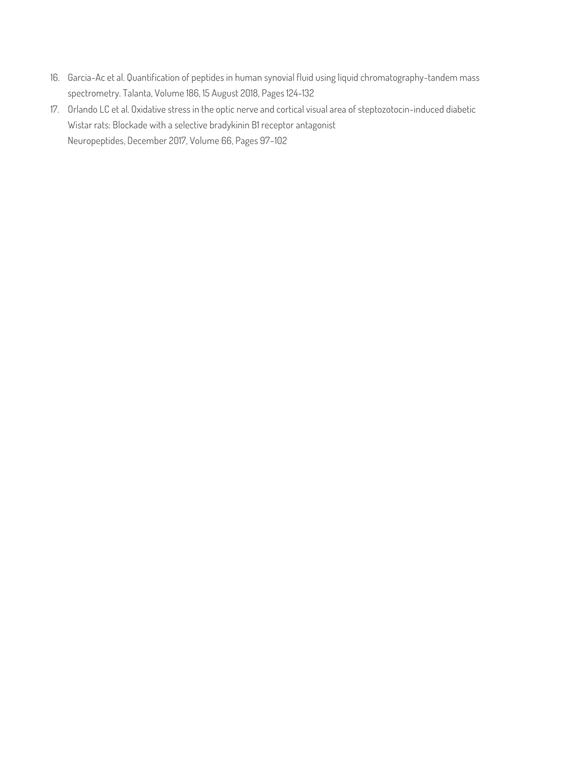16. Garcia-Ac et al. Quantification of peptides in human synovial fluid using liquid chromatography-tandem mass spectrometry. Talanta, Volume 186, 15 August 2018, Pages 124-132
17. Orlando LC et al. Oxidative stress in the optic nerve and cortical visual area of steptozotocin-induced diabetic Wistar rats: Blockade with a selective bradykinin B1 receptor antagonist Neuropeptides, December 2017, Volume 66, Pages 97–102